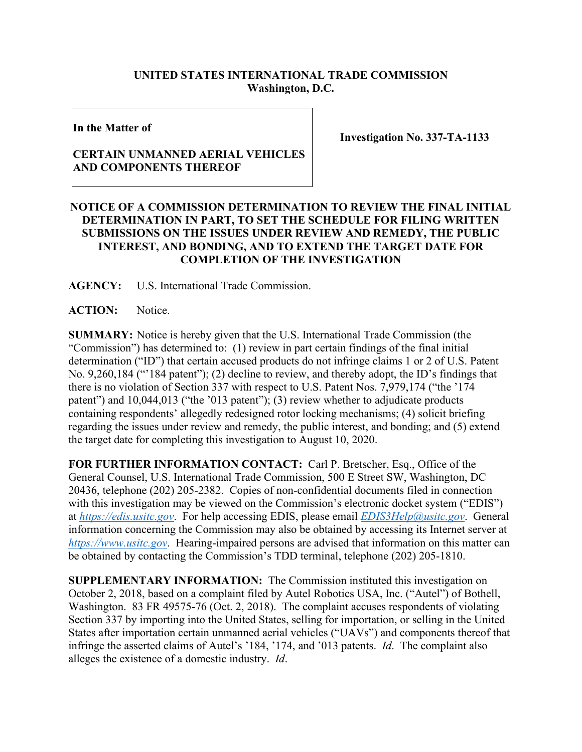**UNITED STATES INTERNATIONAL TRADE COMMISSION**
**Washington, D.C.**

| | |
|---|---|
| **In the Matter of**<br><br>**CERTAIN UNMANNED AERIAL VEHICLES AND COMPONENTS THEREOF** | **Investigation No. 337-TA-1133** |

**NOTICE OF A COMMISSION DETERMINATION TO REVIEW THE FINAL INITIAL DETERMINATION IN PART, TO SET THE SCHEDULE FOR FILING WRITTEN SUBMISSIONS ON THE ISSUES UNDER REVIEW AND REMEDY, THE PUBLIC INTEREST, AND BONDING, AND TO EXTEND THE TARGET DATE FOR COMPLETION OF THE INVESTIGATION**

**AGENCY:** U.S. International Trade Commission.

**ACTION:** Notice.

**SUMMARY:** Notice is hereby given that the U.S. International Trade Commission (the "Commission") has determined to: (1) review in part certain findings of the final initial determination ("ID") that certain accused products do not infringe claims 1 or 2 of U.S. Patent No. 9,260,184 ("'184 patent"); (2) decline to review, and thereby adopt, the ID's findings that there is no violation of Section 337 with respect to U.S. Patent Nos. 7,979,174 ("the '174 patent") and 10,044,013 ("the '013 patent"); (3) review whether to adjudicate products containing respondents' allegedly redesigned rotor locking mechanisms; (4) solicit briefing regarding the issues under review and remedy, the public interest, and bonding; and (5) extend the target date for completing this investigation to August 10, 2020.

**FOR FURTHER INFORMATION CONTACT:** Carl P. Bretscher, Esq., Office of the General Counsel, U.S. International Trade Commission, 500 E Street SW, Washington, DC 20436, telephone (202) 205-2382. Copies of non-confidential documents filed in connection with this investigation may be viewed on the Commission's electronic docket system ("EDIS") at *https://edis.usitc.gov*. For help accessing EDIS, please email *EDIS3Help@usitc.gov*. General information concerning the Commission may also be obtained by accessing its Internet server at *https://www.usitc.gov*. Hearing-impaired persons are advised that information on this matter can be obtained by contacting the Commission's TDD terminal, telephone (202) 205-1810.

**SUPPLEMENTARY INFORMATION:** The Commission instituted this investigation on October 2, 2018, based on a complaint filed by Autel Robotics USA, Inc. ("Autel") of Bothell, Washington. 83 FR 49575-76 (Oct. 2, 2018). The complaint accuses respondents of violating Section 337 by importing into the United States, selling for importation, or selling in the United States after importation certain unmanned aerial vehicles ("UAVs") and components thereof that infringe the asserted claims of Autel's '184, '174, and '013 patents. *Id*. The complaint also alleges the existence of a domestic industry. *Id*.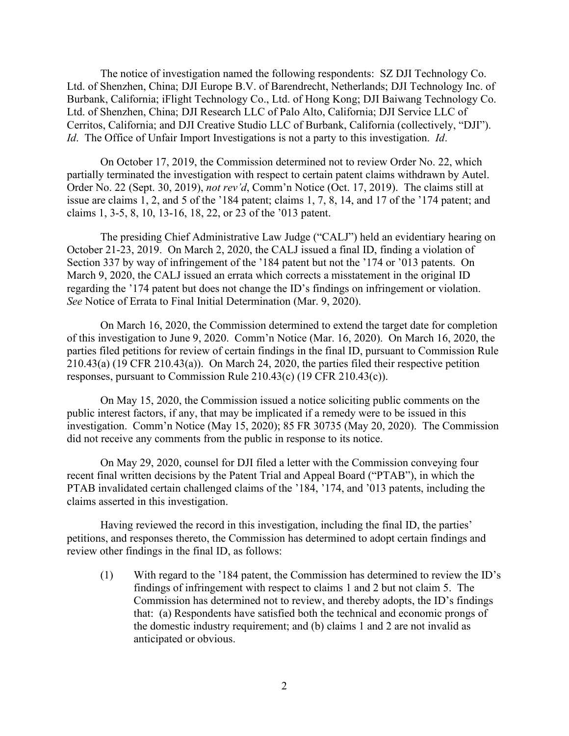The notice of investigation named the following respondents: SZ DJI Technology Co. Ltd. of Shenzhen, China; DJI Europe B.V. of Barendrecht, Netherlands; DJI Technology Inc. of Burbank, California; iFlight Technology Co., Ltd. of Hong Kong; DJI Baiwang Technology Co. Ltd. of Shenzhen, China; DJI Research LLC of Palo Alto, California; DJI Service LLC of Cerritos, California; and DJI Creative Studio LLC of Burbank, California (collectively, "DJI"). *Id*. The Office of Unfair Import Investigations is not a party to this investigation. *Id*.

On October 17, 2019, the Commission determined not to review Order No. 22, which partially terminated the investigation with respect to certain patent claims withdrawn by Autel. Order No. 22 (Sept. 30, 2019), *not rev'd*, Comm'n Notice (Oct. 17, 2019). The claims still at issue are claims 1, 2, and 5 of the '184 patent; claims 1, 7, 8, 14, and 17 of the '174 patent; and claims 1, 3-5, 8, 10, 13-16, 18, 22, or 23 of the '013 patent.

The presiding Chief Administrative Law Judge ("CALJ") held an evidentiary hearing on October 21-23, 2019. On March 2, 2020, the CALJ issued a final ID, finding a violation of Section 337 by way of infringement of the '184 patent but not the '174 or '013 patents. On March 9, 2020, the CALJ issued an errata which corrects a misstatement in the original ID regarding the '174 patent but does not change the ID's findings on infringement or violation. *See* Notice of Errata to Final Initial Determination (Mar. 9, 2020).

On March 16, 2020, the Commission determined to extend the target date for completion of this investigation to June 9, 2020. Comm'n Notice (Mar. 16, 2020). On March 16, 2020, the parties filed petitions for review of certain findings in the final ID, pursuant to Commission Rule 210.43(a) (19 CFR 210.43(a)). On March 24, 2020, the parties filed their respective petition responses, pursuant to Commission Rule 210.43(c) (19 CFR 210.43(c)).

On May 15, 2020, the Commission issued a notice soliciting public comments on the public interest factors, if any, that may be implicated if a remedy were to be issued in this investigation. Comm'n Notice (May 15, 2020); 85 FR 30735 (May 20, 2020). The Commission did not receive any comments from the public in response to its notice.

On May 29, 2020, counsel for DJI filed a letter with the Commission conveying four recent final written decisions by the Patent Trial and Appeal Board ("PTAB"), in which the PTAB invalidated certain challenged claims of the '184, '174, and '013 patents, including the claims asserted in this investigation.

Having reviewed the record in this investigation, including the final ID, the parties' petitions, and responses thereto, the Commission has determined to adopt certain findings and review other findings in the final ID, as follows:

(1) With regard to the '184 patent, the Commission has determined to review the ID's findings of infringement with respect to claims 1 and 2 but not claim 5. The Commission has determined not to review, and thereby adopts, the ID's findings that: (a) Respondents have satisfied both the technical and economic prongs of the domestic industry requirement; and (b) claims 1 and 2 are not invalid as anticipated or obvious.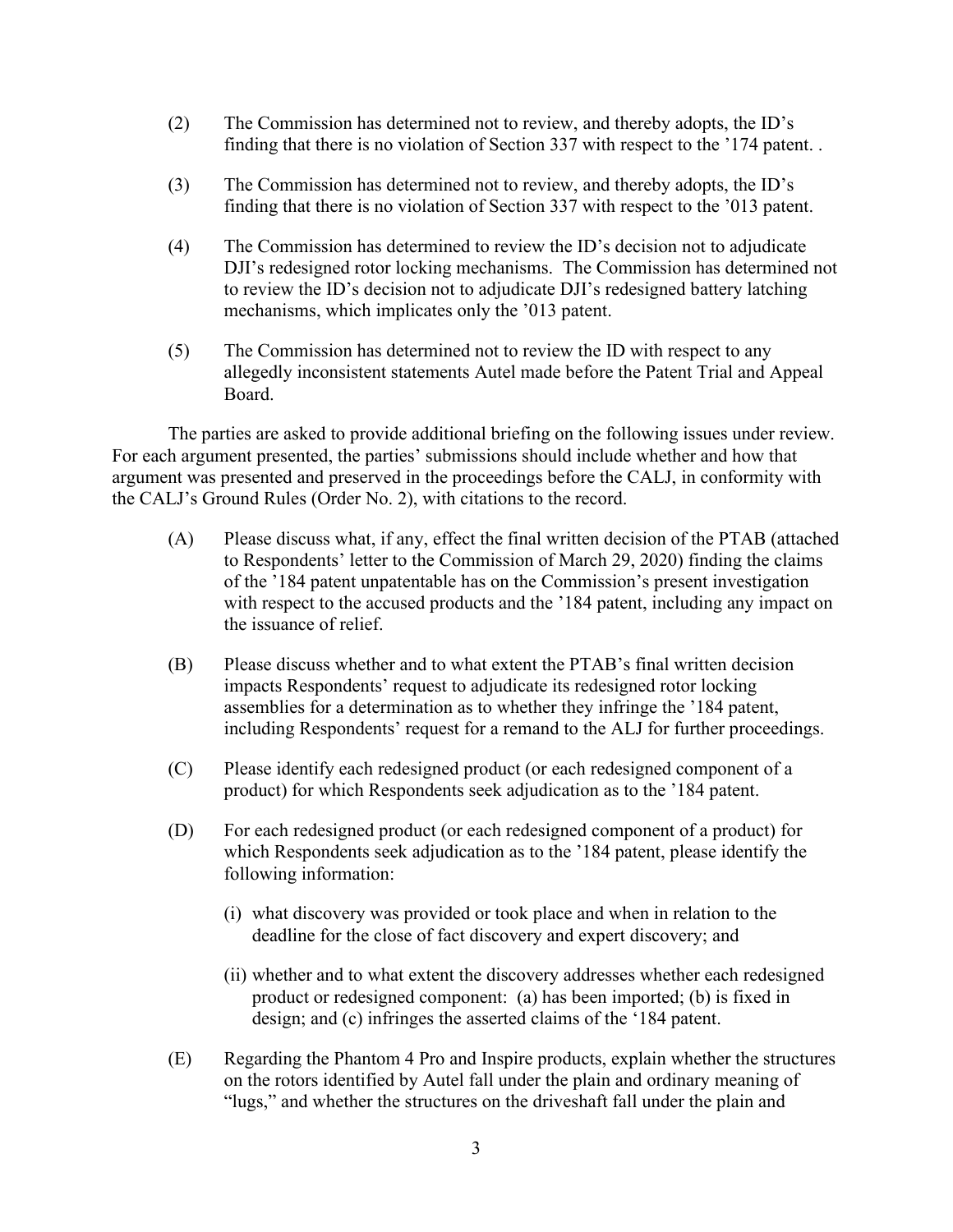(2) The Commission has determined not to review, and thereby adopts, the ID's finding that there is no violation of Section 337 with respect to the '174 patent. .

(3) The Commission has determined not to review, and thereby adopts, the ID's finding that there is no violation of Section 337 with respect to the '013 patent.

(4) The Commission has determined to review the ID's decision not to adjudicate DJI's redesigned rotor locking mechanisms. The Commission has determined not to review the ID's decision not to adjudicate DJI's redesigned battery latching mechanisms, which implicates only the '013 patent.

(5) The Commission has determined not to review the ID with respect to any allegedly inconsistent statements Autel made before the Patent Trial and Appeal Board.

The parties are asked to provide additional briefing on the following issues under review. For each argument presented, the parties' submissions should include whether and how that argument was presented and preserved in the proceedings before the CALJ, in conformity with the CALJ's Ground Rules (Order No. 2), with citations to the record.

(A) Please discuss what, if any, effect the final written decision of the PTAB (attached to Respondents' letter to the Commission of March 29, 2020) finding the claims of the '184 patent unpatentable has on the Commission's present investigation with respect to the accused products and the '184 patent, including any impact on the issuance of relief.

(B) Please discuss whether and to what extent the PTAB's final written decision impacts Respondents' request to adjudicate its redesigned rotor locking assemblies for a determination as to whether they infringe the '184 patent, including Respondents' request for a remand to the ALJ for further proceedings.

(C) Please identify each redesigned product (or each redesigned component of a product) for which Respondents seek adjudication as to the '184 patent.

(D) For each redesigned product (or each redesigned component of a product) for which Respondents seek adjudication as to the '184 patent, please identify the following information:

   (i) what discovery was provided or took place and when in relation to the deadline for the close of fact discovery and expert discovery; and

   (ii) whether and to what extent the discovery addresses whether each redesigned product or redesigned component: (a) has been imported; (b) is fixed in design; and (c) infringes the asserted claims of the '184 patent.

(E) Regarding the Phantom 4 Pro and Inspire products, explain whether the structures on the rotors identified by Autel fall under the plain and ordinary meaning of "lugs," and whether the structures on the driveshaft fall under the plain and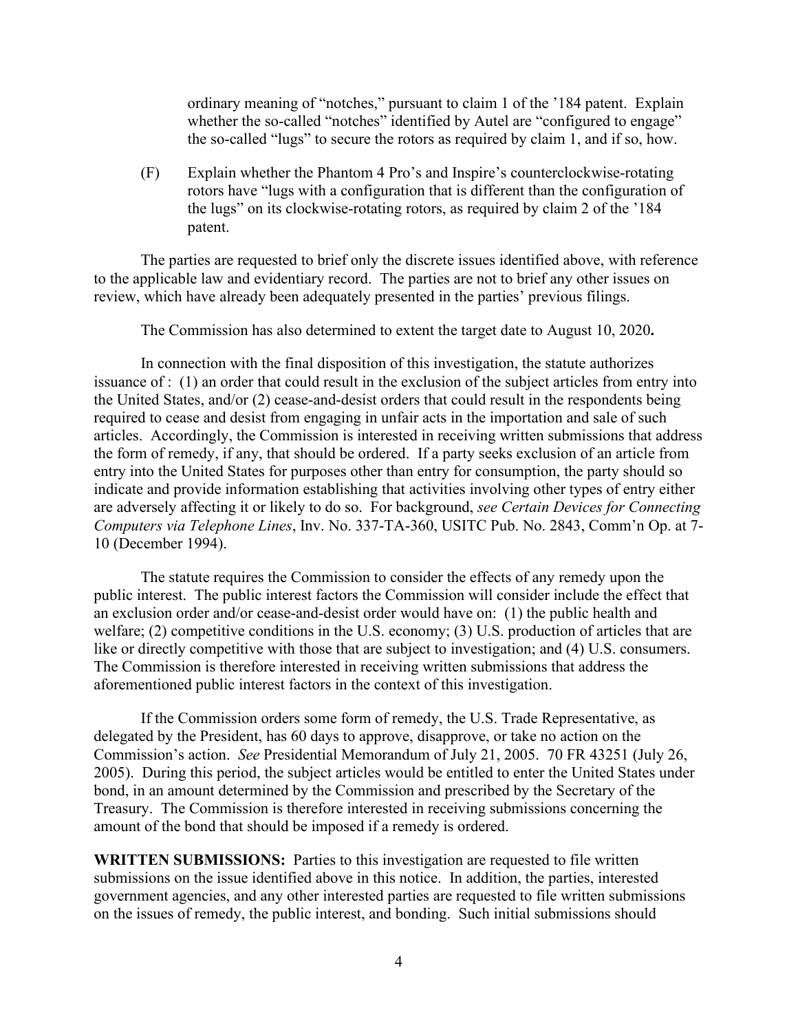ordinary meaning of "notches," pursuant to claim 1 of the '184 patent. Explain whether the so-called "notches" identified by Autel are "configured to engage" the so-called "lugs" to secure the rotors as required by claim 1, and if so, how.

(F) Explain whether the Phantom 4 Pro's and Inspire's counterclockwise-rotating rotors have "lugs with a configuration that is different than the configuration of the lugs" on its clockwise-rotating rotors, as required by claim 2 of the '184 patent.

The parties are requested to brief only the discrete issues identified above, with reference to the applicable law and evidentiary record. The parties are not to brief any other issues on review, which have already been adequately presented in the parties' previous filings.

The Commission has also determined to extent the target date to August 10, 2020**.**

In connection with the final disposition of this investigation, the statute authorizes issuance of : (1) an order that could result in the exclusion of the subject articles from entry into the United States, and/or (2) cease-and-desist orders that could result in the respondents being required to cease and desist from engaging in unfair acts in the importation and sale of such articles. Accordingly, the Commission is interested in receiving written submissions that address the form of remedy, if any, that should be ordered. If a party seeks exclusion of an article from entry into the United States for purposes other than entry for consumption, the party should so indicate and provide information establishing that activities involving other types of entry either are adversely affecting it or likely to do so. For background, *see Certain Devices for Connecting Computers via Telephone Lines*, Inv. No. 337-TA-360, USITC Pub. No. 2843, Comm'n Op. at 7-10 (December 1994).

The statute requires the Commission to consider the effects of any remedy upon the public interest. The public interest factors the Commission will consider include the effect that an exclusion order and/or cease-and-desist order would have on: (1) the public health and welfare; (2) competitive conditions in the U.S. economy; (3) U.S. production of articles that are like or directly competitive with those that are subject to investigation; and (4) U.S. consumers. The Commission is therefore interested in receiving written submissions that address the aforementioned public interest factors in the context of this investigation.

If the Commission orders some form of remedy, the U.S. Trade Representative, as delegated by the President, has 60 days to approve, disapprove, or take no action on the Commission's action. *See* Presidential Memorandum of July 21, 2005. 70 FR 43251 (July 26, 2005). During this period, the subject articles would be entitled to enter the United States under bond, in an amount determined by the Commission and prescribed by the Secretary of the Treasury. The Commission is therefore interested in receiving submissions concerning the amount of the bond that should be imposed if a remedy is ordered.

**WRITTEN SUBMISSIONS:** Parties to this investigation are requested to file written submissions on the issue identified above in this notice. In addition, the parties, interested government agencies, and any other interested parties are requested to file written submissions on the issues of remedy, the public interest, and bonding. Such initial submissions should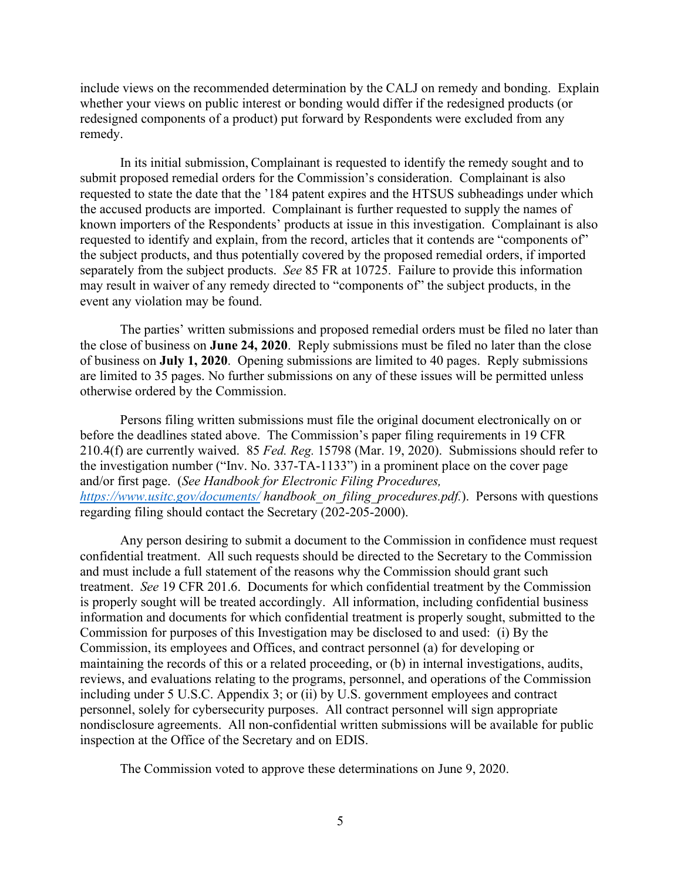include views on the recommended determination by the CALJ on remedy and bonding. Explain whether your views on public interest or bonding would differ if the redesigned products (or redesigned components of a product) put forward by Respondents were excluded from any remedy.

In its initial submission, Complainant is requested to identify the remedy sought and to submit proposed remedial orders for the Commission's consideration. Complainant is also requested to state the date that the '184 patent expires and the HTSUS subheadings under which the accused products are imported. Complainant is further requested to supply the names of known importers of the Respondents' products at issue in this investigation. Complainant is also requested to identify and explain, from the record, articles that it contends are "components of" the subject products, and thus potentially covered by the proposed remedial orders, if imported separately from the subject products. *See* 85 FR at 10725. Failure to provide this information may result in waiver of any remedy directed to "components of" the subject products, in the event any violation may be found.

The parties' written submissions and proposed remedial orders must be filed no later than the close of business on **June 24, 2020**. Reply submissions must be filed no later than the close of business on **July 1, 2020**. Opening submissions are limited to 40 pages. Reply submissions are limited to 35 pages. No further submissions on any of these issues will be permitted unless otherwise ordered by the Commission.

Persons filing written submissions must file the original document electronically on or before the deadlines stated above. The Commission's paper filing requirements in 19 CFR 210.4(f) are currently waived. 85 *Fed. Reg.* 15798 (Mar. 19, 2020). Submissions should refer to the investigation number ("Inv. No. 337-TA-1133") in a prominent place on the cover page and/or first page. (*See Handbook for Electronic Filing Procedures, https://www.usitc.gov/documents/ handbook_on_filing_procedures.pdf.*). Persons with questions regarding filing should contact the Secretary (202-205-2000).

Any person desiring to submit a document to the Commission in confidence must request confidential treatment. All such requests should be directed to the Secretary to the Commission and must include a full statement of the reasons why the Commission should grant such treatment. *See* 19 CFR 201.6. Documents for which confidential treatment by the Commission is properly sought will be treated accordingly. All information, including confidential business information and documents for which confidential treatment is properly sought, submitted to the Commission for purposes of this Investigation may be disclosed to and used: (i) By the Commission, its employees and Offices, and contract personnel (a) for developing or maintaining the records of this or a related proceeding, or (b) in internal investigations, audits, reviews, and evaluations relating to the programs, personnel, and operations of the Commission including under 5 U.S.C. Appendix 3; or (ii) by U.S. government employees and contract personnel, solely for cybersecurity purposes. All contract personnel will sign appropriate nondisclosure agreements. All non-confidential written submissions will be available for public inspection at the Office of the Secretary and on EDIS.

The Commission voted to approve these determinations on June 9, 2020.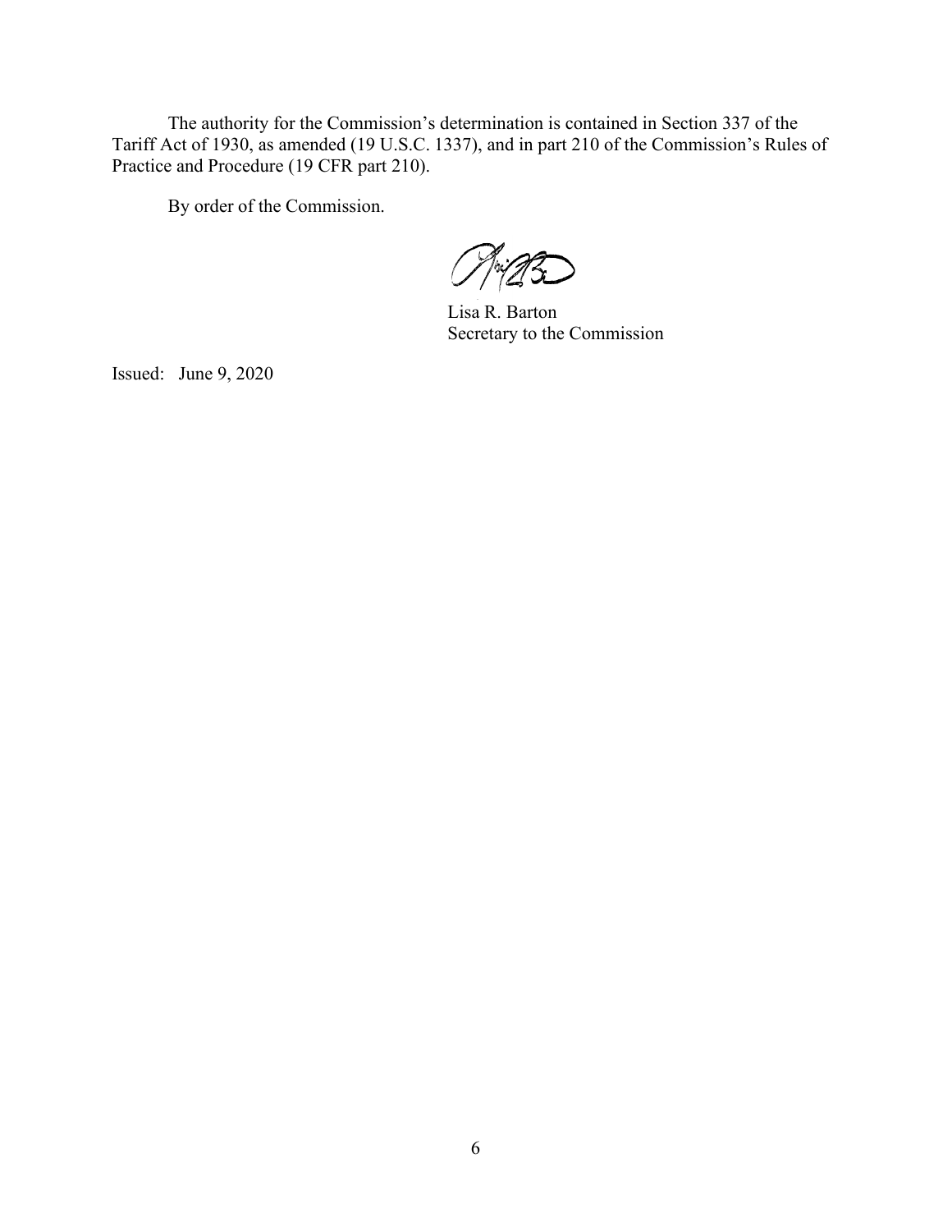The authority for the Commission's determination is contained in Section 337 of the Tariff Act of 1930, as amended (19 U.S.C. 1337), and in part 210 of the Commission's Rules of Practice and Procedure (19 CFR part 210).

By order of the Commission.

Lisa R. Barton
Secretary to the Commission

Issued: June 9, 2020